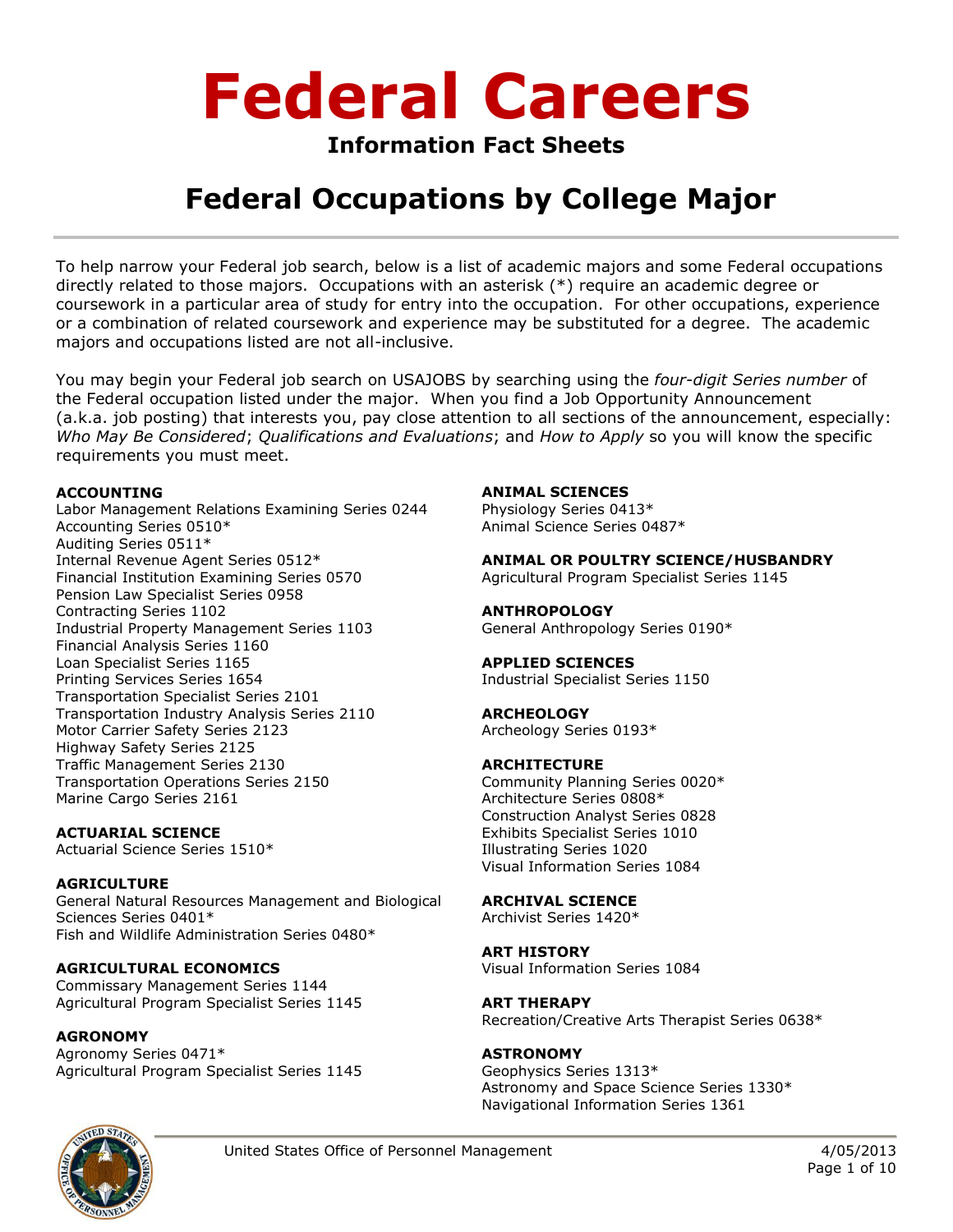# Federal Careers

**Information Fact Sheets**

## Federal Occupations by College Major

To help narrow your Federal job search, below is a list of academic majors and some Federal occupations directly related to those majors. Occupations with an asterisk (*) require an academic degree or coursework in a particular area of study for entry into the occupation. For other occupations, experience or a combination of related coursework and experience may be substituted for a degree. The academic majors and occupations listed are not all-inclusive.

You may begin your Federal job search on USAJOBS by searching using the *four-digit Series number* of the Federal occupation listed under the major. When you find a Job Opportunity Announcement (a.k.a. job posting) that interests you, pay close attention to all sections of the announcement, especially: *Who May Be Considered*; *Qualifications and Evaluations*; and *How to Apply* so you will know the specific requirements you must meet.

**ACCOUNTING**
Labor Management Relations Examining Series 0244
Accounting Series 0510*
Auditing Series 0511*
Internal Revenue Agent Series 0512*
Financial Institution Examining Series 0570
Pension Law Specialist Series 0958
Contracting Series 1102
Industrial Property Management Series 1103
Financial Analysis Series 1160
Loan Specialist Series 1165
Printing Services Series 1654
Transportation Specialist Series 2101
Transportation Industry Analysis Series 2110
Motor Carrier Safety Series 2123
Highway Safety Series 2125
Traffic Management Series 2130
Transportation Operations Series 2150
Marine Cargo Series 2161

**ACTUARIAL SCIENCE**
Actuarial Science Series 1510*

**AGRICULTURE**
General Natural Resources Management and Biological Sciences Series 0401*
Fish and Wildlife Administration Series 0480*

**AGRICULTURAL ECONOMICS**
Commissary Management Series 1144
Agricultural Program Specialist Series 1145

**AGRONOMY**
Agronomy Series 0471*
Agricultural Program Specialist Series 1145

**ANIMAL SCIENCES**
Physiology Series 0413*
Animal Science Series 0487*

**ANIMAL OR POULTRY SCIENCE/HUSBANDRY**
Agricultural Program Specialist Series 1145

**ANTHROPOLOGY**
General Anthropology Series 0190*

**APPLIED SCIENCES**
Industrial Specialist Series 1150

**ARCHEOLOGY**
Archeology Series 0193*

**ARCHITECTURE**
Community Planning Series 0020*
Architecture Series 0808*
Construction Analyst Series 0828
Exhibits Specialist Series 1010
Illustrating Series 1020
Visual Information Series 1084

**ARCHIVAL SCIENCE**
Archivist Series 1420*

**ART HISTORY**
Visual Information Series 1084

**ART THERAPY**
Recreation/Creative Arts Therapist Series 0638*

**ASTRONOMY**
Geophysics Series 1313*
Astronomy and Space Science Series 1330*
Navigational Information Series 1361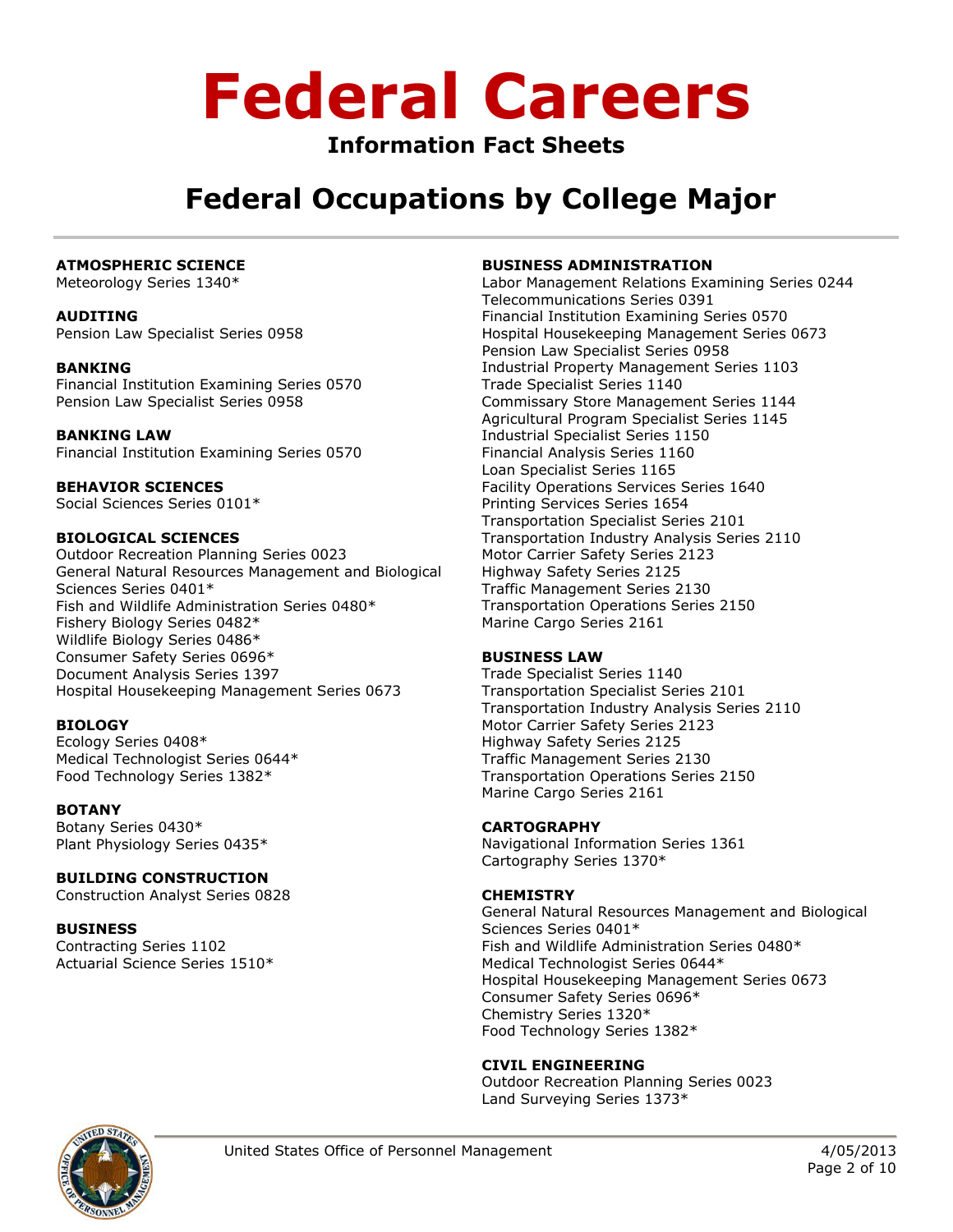# Federal Careers

## Information Fact Sheets

## Federal Occupations by College Major

**ATMOSPHERIC SCIENCE**
Meteorology Series 1340*

**AUDITING**
Pension Law Specialist Series 0958

**BANKING**
Financial Institution Examining Series 0570
Pension Law Specialist Series 0958

**BANKING LAW**
Financial Institution Examining Series 0570

**BEHAVIOR SCIENCES**
Social Sciences Series 0101*

**BIOLOGICAL SCIENCES**
Outdoor Recreation Planning Series 0023
General Natural Resources Management and Biological Sciences Series 0401*
Fish and Wildlife Administration Series 0480*
Fishery Biology Series 0482*
Wildlife Biology Series 0486*
Consumer Safety Series 0696*
Document Analysis Series 1397
Hospital Housekeeping Management Series 0673

**BIOLOGY**
Ecology Series 0408*
Medical Technologist Series 0644*
Food Technology Series 1382*

**BOTANY**
Botany Series 0430*
Plant Physiology Series 0435*

**BUILDING CONSTRUCTION**
Construction Analyst Series 0828

**BUSINESS**
Contracting Series 1102
Actuarial Science Series 1510*

**BUSINESS ADMINISTRATION**
Labor Management Relations Examining Series 0244
Telecommunications Series 0391
Financial Institution Examining Series 0570
Hospital Housekeeping Management Series 0673
Pension Law Specialist Series 0958
Industrial Property Management Series 1103
Trade Specialist Series 1140
Commissary Store Management Series 1144
Agricultural Program Specialist Series 1145
Industrial Specialist Series 1150
Financial Analysis Series 1160
Loan Specialist Series 1165
Facility Operations Services Series 1640
Printing Services Series 1654
Transportation Specialist Series 2101
Transportation Industry Analysis Series 2110
Motor Carrier Safety Series 2123
Highway Safety Series 2125
Traffic Management Series 2130
Transportation Operations Series 2150
Marine Cargo Series 2161

**BUSINESS LAW**
Trade Specialist Series 1140
Transportation Specialist Series 2101
Transportation Industry Analysis Series 2110
Motor Carrier Safety Series 2123
Highway Safety Series 2125
Traffic Management Series 2130
Transportation Operations Series 2150
Marine Cargo Series 2161

**CARTOGRAPHY**
Navigational Information Series 1361
Cartography Series 1370*

**CHEMISTRY**
General Natural Resources Management and Biological Sciences Series 0401*
Fish and Wildlife Administration Series 0480*
Medical Technologist Series 0644*
Hospital Housekeeping Management Series 0673
Consumer Safety Series 0696*
Chemistry Series 1320*
Food Technology Series 1382*

**CIVIL ENGINEERING**
Outdoor Recreation Planning Series 0023
Land Surveying Series 1373*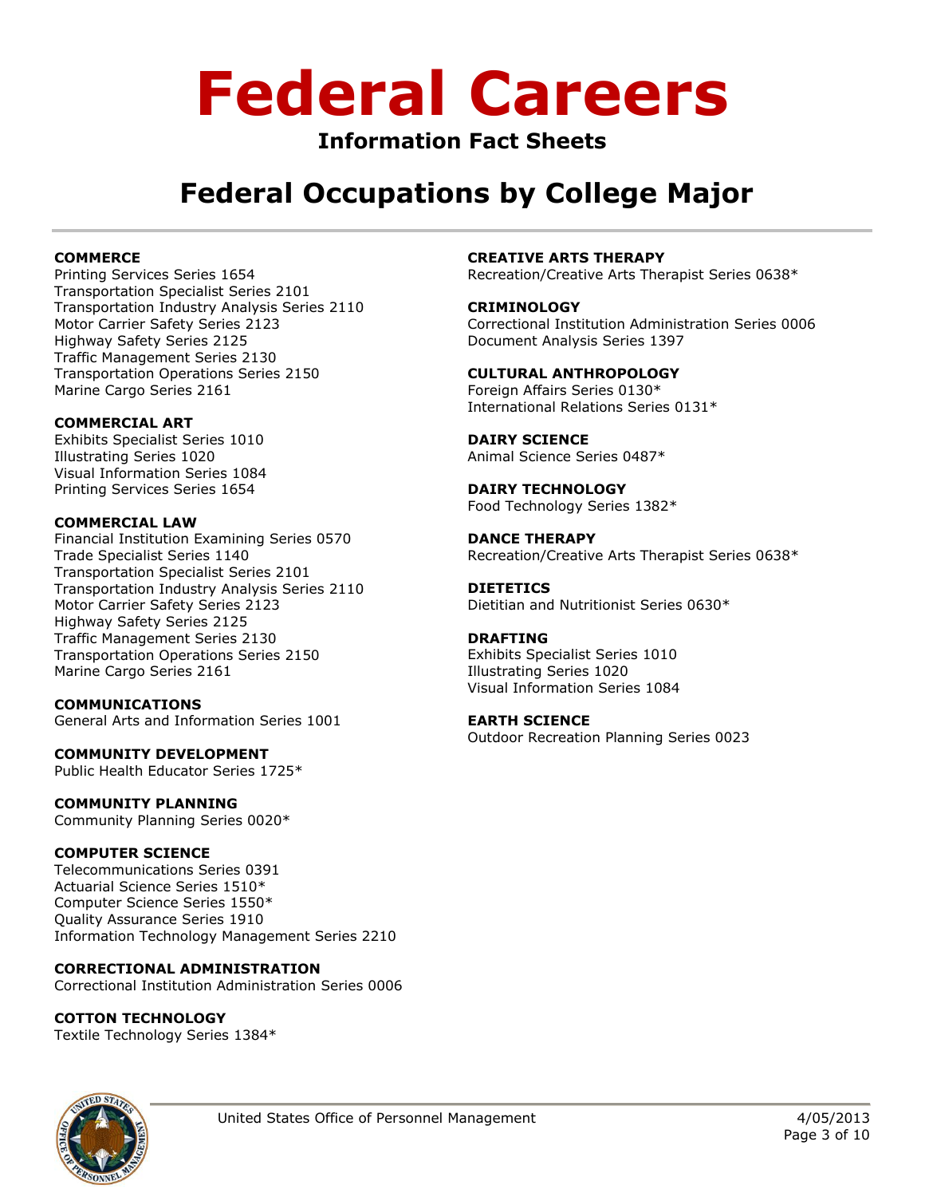# Federal Careers

## Information Fact Sheets

## Federal Occupations by College Major

**COMMERCE**
Printing Services Series 1654
Transportation Specialist Series 2101
Transportation Industry Analysis Series 2110
Motor Carrier Safety Series 2123
Highway Safety Series 2125
Traffic Management Series 2130
Transportation Operations Series 2150
Marine Cargo Series 2161

**COMMERCIAL ART**
Exhibits Specialist Series 1010
Illustrating Series 1020
Visual Information Series 1084
Printing Services Series 1654

**COMMERCIAL LAW**
Financial Institution Examining Series 0570
Trade Specialist Series 1140
Transportation Specialist Series 2101
Transportation Industry Analysis Series 2110
Motor Carrier Safety Series 2123
Highway Safety Series 2125
Traffic Management Series 2130
Transportation Operations Series 2150
Marine Cargo Series 2161

**COMMUNICATIONS**
General Arts and Information Series 1001

**COMMUNITY DEVELOPMENT**
Public Health Educator Series 1725*

**COMMUNITY PLANNING**
Community Planning Series 0020*

**COMPUTER SCIENCE**
Telecommunications Series 0391
Actuarial Science Series 1510*
Computer Science Series 1550*
Quality Assurance Series 1910
Information Technology Management Series 2210

**CORRECTIONAL ADMINISTRATION**
Correctional Institution Administration Series 0006

**COTTON TECHNOLOGY**
Textile Technology Series 1384*

**CREATIVE ARTS THERAPY**
Recreation/Creative Arts Therapist Series 0638*

**CRIMINOLOGY**
Correctional Institution Administration Series 0006
Document Analysis Series 1397

**CULTURAL ANTHROPOLOGY**
Foreign Affairs Series 0130*
International Relations Series 0131*

**DAIRY SCIENCE**
Animal Science Series 0487*

**DAIRY TECHNOLOGY**
Food Technology Series 1382*

**DANCE THERAPY**
Recreation/Creative Arts Therapist Series 0638*

**DIETETICS**
Dietitian and Nutritionist Series 0630*

**DRAFTING**
Exhibits Specialist Series 1010
Illustrating Series 1020
Visual Information Series 1084

**EARTH SCIENCE**
Outdoor Recreation Planning Series 0023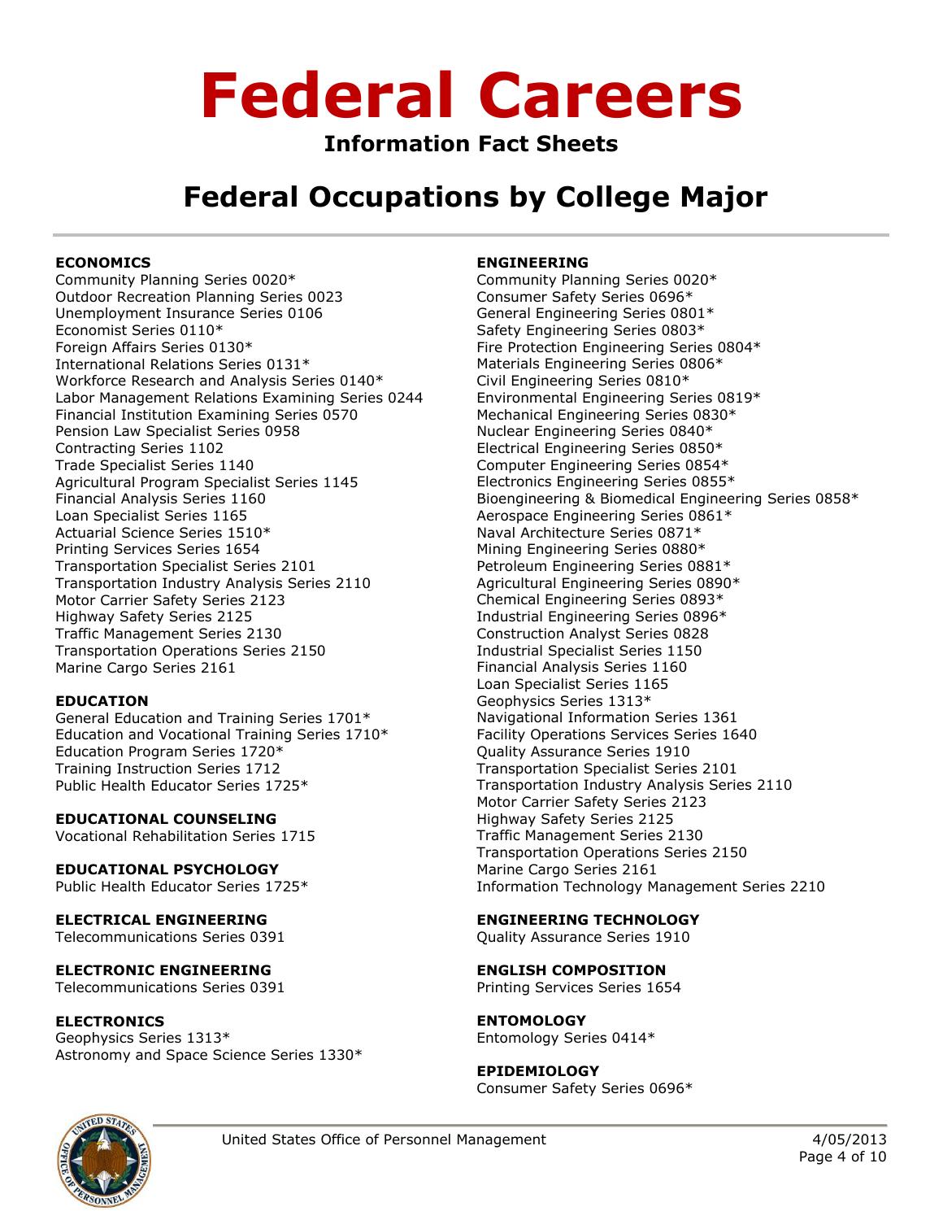# Federal Careers

**Information Fact Sheets**

## Federal Occupations by College Major

**ECONOMICS**
Community Planning Series 0020*
Outdoor Recreation Planning Series 0023
Unemployment Insurance Series 0106
Economist Series 0110*
Foreign Affairs Series 0130*
International Relations Series 0131*
Workforce Research and Analysis Series 0140*
Labor Management Relations Examining Series 0244
Financial Institution Examining Series 0570
Pension Law Specialist Series 0958
Contracting Series 1102
Trade Specialist Series 1140
Agricultural Program Specialist Series 1145
Financial Analysis Series 1160
Loan Specialist Series 1165
Actuarial Science Series 1510*
Printing Services Series 1654
Transportation Specialist Series 2101
Transportation Industry Analysis Series 2110
Motor Carrier Safety Series 2123
Highway Safety Series 2125
Traffic Management Series 2130
Transportation Operations Series 2150
Marine Cargo Series 2161

**EDUCATION**
General Education and Training Series 1701*
Education and Vocational Training Series 1710*
Education Program Series 1720*
Training Instruction Series 1712
Public Health Educator Series 1725*

**EDUCATIONAL COUNSELING**
Vocational Rehabilitation Series 1715

**EDUCATIONAL PSYCHOLOGY**
Public Health Educator Series 1725*

**ELECTRICAL ENGINEERING**
Telecommunications Series 0391

**ELECTRONIC ENGINEERING**
Telecommunications Series 0391

**ELECTRONICS**
Geophysics Series 1313*
Astronomy and Space Science Series 1330*

**ENGINEERING**
Community Planning Series 0020*
Consumer Safety Series 0696*
General Engineering Series 0801*
Safety Engineering Series 0803*
Fire Protection Engineering Series 0804*
Materials Engineering Series 0806*
Civil Engineering Series 0810*
Environmental Engineering Series 0819*
Mechanical Engineering Series 0830*
Nuclear Engineering Series 0840*
Electrical Engineering Series 0850*
Computer Engineering Series 0854*
Electronics Engineering Series 0855*
Bioengineering & Biomedical Engineering Series 0858*
Aerospace Engineering Series 0861*
Naval Architecture Series 0871*
Mining Engineering Series 0880*
Petroleum Engineering Series 0881*
Agricultural Engineering Series 0890*
Chemical Engineering Series 0893*
Industrial Engineering Series 0896*
Construction Analyst Series 0828
Industrial Specialist Series 1150
Financial Analysis Series 1160
Loan Specialist Series 1165
Geophysics Series 1313*
Navigational Information Series 1361
Facility Operations Services Series 1640
Quality Assurance Series 1910
Transportation Specialist Series 2101
Transportation Industry Analysis Series 2110
Motor Carrier Safety Series 2123
Highway Safety Series 2125
Traffic Management Series 2130
Transportation Operations Series 2150
Marine Cargo Series 2161
Information Technology Management Series 2210

**ENGINEERING TECHNOLOGY**
Quality Assurance Series 1910

**ENGLISH COMPOSITION**
Printing Services Series 1654

**ENTOMOLOGY**
Entomology Series 0414*

**EPIDEMIOLOGY**
Consumer Safety Series 0696*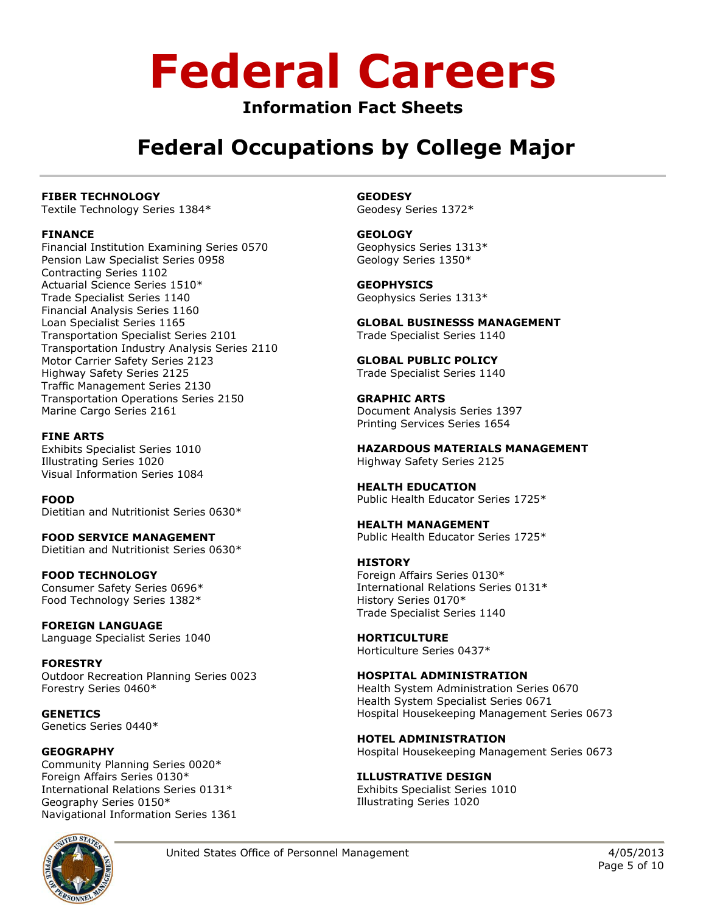# Federal Careers

### Information Fact Sheets

## Federal Occupations by College Major

**FIBER TECHNOLOGY**
Textile Technology Series 1384*

**FINANCE**
Financial Institution Examining Series 0570
Pension Law Specialist Series 0958
Contracting Series 1102
Actuarial Science Series 1510*
Trade Specialist Series 1140
Financial Analysis Series 1160
Loan Specialist Series 1165
Transportation Specialist Series 2101
Transportation Industry Analysis Series 2110
Motor Carrier Safety Series 2123
Highway Safety Series 2125
Traffic Management Series 2130
Transportation Operations Series 2150
Marine Cargo Series 2161

**FINE ARTS**
Exhibits Specialist Series 1010
Illustrating Series 1020
Visual Information Series 1084

**FOOD**
Dietitian and Nutritionist Series 0630*

**FOOD SERVICE MANAGEMENT**
Dietitian and Nutritionist Series 0630*

**FOOD TECHNOLOGY**
Consumer Safety Series 0696*
Food Technology Series 1382*

**FOREIGN LANGUAGE**
Language Specialist Series 1040

**FORESTRY**
Outdoor Recreation Planning Series 0023
Forestry Series 0460*

**GENETICS**
Genetics Series 0440*

**GEOGRAPHY**
Community Planning Series 0020*
Foreign Affairs Series 0130*
International Relations Series 0131*
Geography Series 0150*
Navigational Information Series 1361

**GEODESY**
Geodesy Series 1372*

**GEOLOGY**
Geophysics Series 1313*
Geology Series 1350*

**GEOPHYSICS**
Geophysics Series 1313*

**GLOBAL BUSINESSS MANAGEMENT**
Trade Specialist Series 1140

**GLOBAL PUBLIC POLICY**
Trade Specialist Series 1140

**GRAPHIC ARTS**
Document Analysis Series 1397
Printing Services Series 1654

**HAZARDOUS MATERIALS MANAGEMENT**
Highway Safety Series 2125

**HEALTH EDUCATION**
Public Health Educator Series 1725*

**HEALTH MANAGEMENT**
Public Health Educator Series 1725*

**HISTORY**
Foreign Affairs Series 0130*
International Relations Series 0131*
History Series 0170*
Trade Specialist Series 1140

**HORTICULTURE**
Horticulture Series 0437*

**HOSPITAL ADMINISTRATION**
Health System Administration Series 0670
Health System Specialist Series 0671
Hospital Housekeeping Management Series 0673

**HOTEL ADMINISTRATION**
Hospital Housekeeping Management Series 0673

**ILLUSTRATIVE DESIGN**
Exhibits Specialist Series 1010
Illustrating Series 1020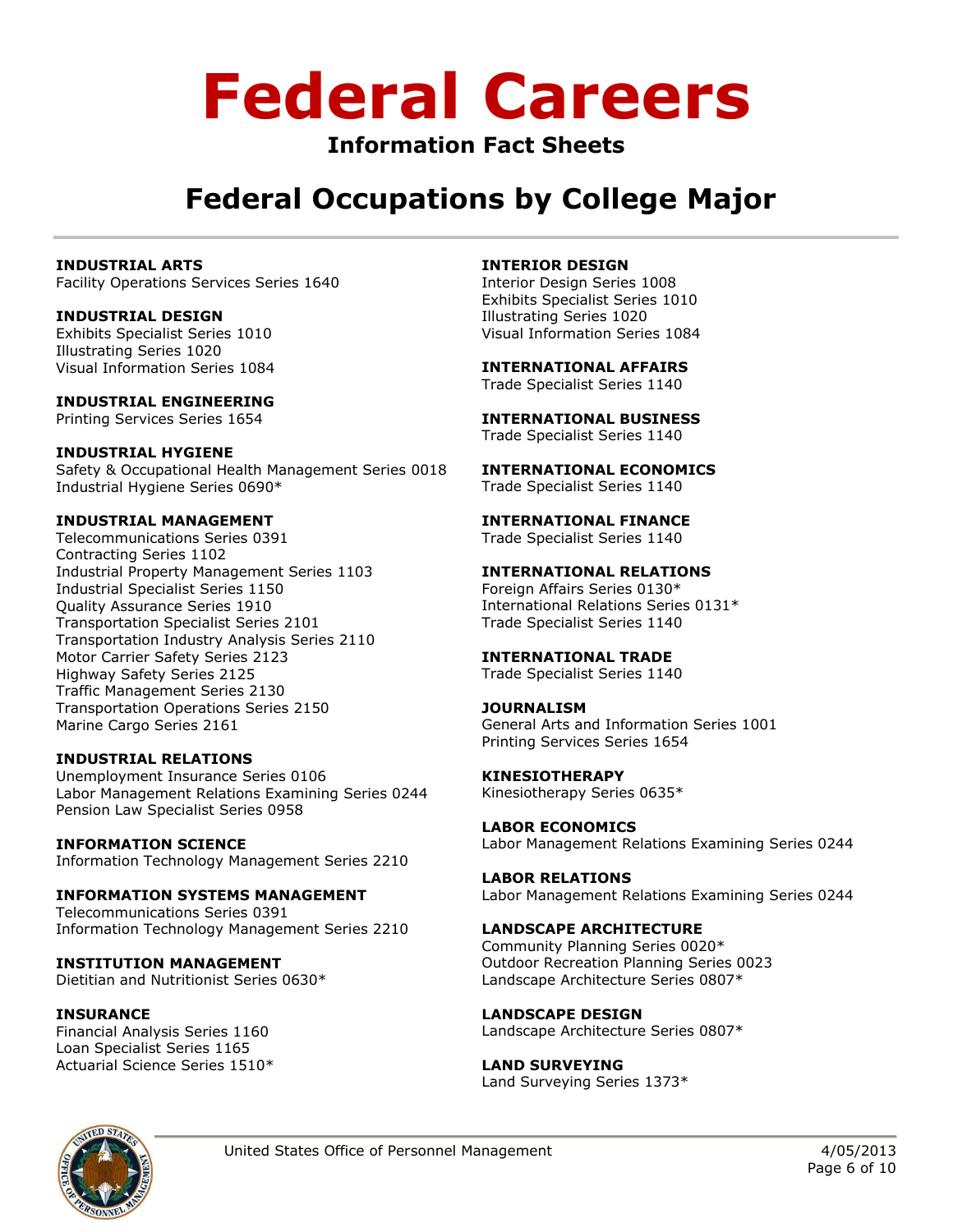# Federal Careers

### Information Fact Sheets

## Federal Occupations by College Major

**INDUSTRIAL ARTS**
Facility Operations Services Series 1640

**INDUSTRIAL DESIGN**
Exhibits Specialist Series 1010
Illustrating Series 1020
Visual Information Series 1084

**INDUSTRIAL ENGINEERING**
Printing Services Series 1654

**INDUSTRIAL HYGIENE**
Safety & Occupational Health Management Series 0018
Industrial Hygiene Series 0690*

**INDUSTRIAL MANAGEMENT**
Telecommunications Series 0391
Contracting Series 1102
Industrial Property Management Series 1103
Industrial Specialist Series 1150
Quality Assurance Series 1910
Transportation Specialist Series 2101
Transportation Industry Analysis Series 2110
Motor Carrier Safety Series 2123
Highway Safety Series 2125
Traffic Management Series 2130
Transportation Operations Series 2150
Marine Cargo Series 2161

**INDUSTRIAL RELATIONS**
Unemployment Insurance Series 0106
Labor Management Relations Examining Series 0244
Pension Law Specialist Series 0958

**INFORMATION SCIENCE**
Information Technology Management Series 2210

**INFORMATION SYSTEMS MANAGEMENT**
Telecommunications Series 0391
Information Technology Management Series 2210

**INSTITUTION MANAGEMENT**
Dietitian and Nutritionist Series 0630*

**INSURANCE**
Financial Analysis Series 1160
Loan Specialist Series 1165
Actuarial Science Series 1510*

**INTERIOR DESIGN**
Interior Design Series 1008
Exhibits Specialist Series 1010
Illustrating Series 1020
Visual Information Series 1084

**INTERNATIONAL AFFAIRS**
Trade Specialist Series 1140

**INTERNATIONAL BUSINESS**
Trade Specialist Series 1140

**INTERNATIONAL ECONOMICS**
Trade Specialist Series 1140

**INTERNATIONAL FINANCE**
Trade Specialist Series 1140

**INTERNATIONAL RELATIONS**
Foreign Affairs Series 0130*
International Relations Series 0131*
Trade Specialist Series 1140

**INTERNATIONAL TRADE**
Trade Specialist Series 1140

**JOURNALISM**
General Arts and Information Series 1001
Printing Services Series 1654

**KINESIOTHERAPY**
Kinesiotherapy Series 0635*

**LABOR ECONOMICS**
Labor Management Relations Examining Series 0244

**LABOR RELATIONS**
Labor Management Relations Examining Series 0244

**LANDSCAPE ARCHITECTURE**
Community Planning Series 0020*
Outdoor Recreation Planning Series 0023
Landscape Architecture Series 0807*

**LANDSCAPE DESIGN**
Landscape Architecture Series 0807*

**LAND SURVEYING**
Land Surveying Series 1373*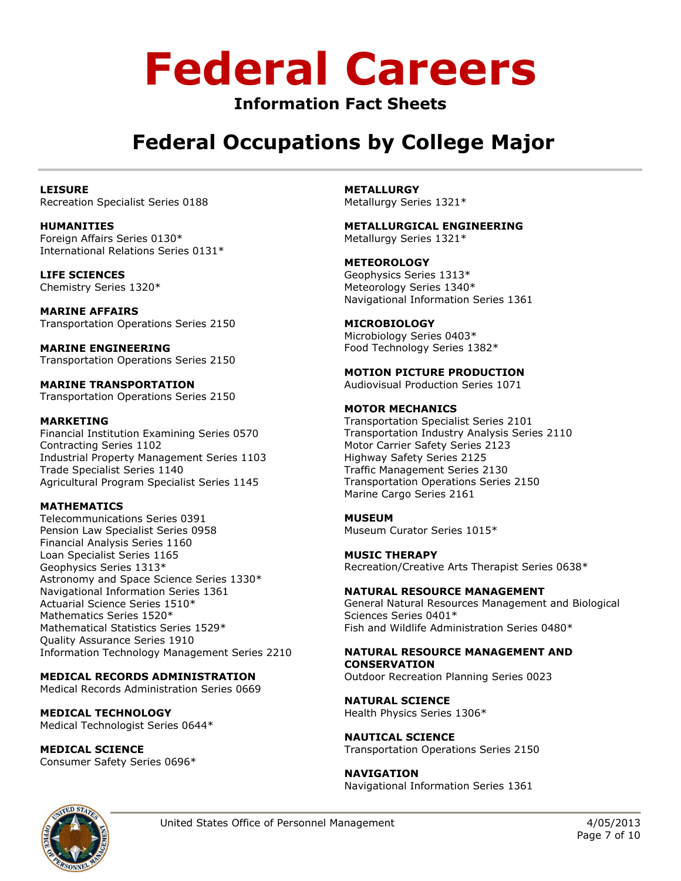# Federal Careers

**Information Fact Sheets**

## Federal Occupations by College Major

**LEISURE**
Recreation Specialist Series 0188

**HUMANITIES**
Foreign Affairs Series 0130*
International Relations Series 0131*

**LIFE SCIENCES**
Chemistry Series 1320*

**MARINE AFFAIRS**
Transportation Operations Series 2150

**MARINE ENGINEERING**
Transportation Operations Series 2150

**MARINE TRANSPORTATION**
Transportation Operations Series 2150

**MARKETING**
Financial Institution Examining Series 0570
Contracting Series 1102
Industrial Property Management Series 1103
Trade Specialist Series 1140
Agricultural Program Specialist Series 1145

**MATHEMATICS**
Telecommunications Series 0391
Pension Law Specialist Series 0958
Financial Analysis Series 1160
Loan Specialist Series 1165
Geophysics Series 1313*
Astronomy and Space Science Series 1330*
Navigational Information Series 1361
Actuarial Science Series 1510*
Mathematics Series 1520*
Mathematical Statistics Series 1529*
Quality Assurance Series 1910
Information Technology Management Series 2210

**MEDICAL RECORDS ADMINISTRATION**
Medical Records Administration Series 0669

**MEDICAL TECHNOLOGY**
Medical Technologist Series 0644*

**MEDICAL SCIENCE**
Consumer Safety Series 0696*

**METALLURGY**
Metallurgy Series 1321*

**METALLURGICAL ENGINEERING**
Metallurgy Series 1321*

**METEOROLOGY**
Geophysics Series 1313*
Meteorology Series 1340*
Navigational Information Series 1361

**MICROBIOLOGY**
Microbiology Series 0403*
Food Technology Series 1382*

**MOTION PICTURE PRODUCTION**
Audiovisual Production Series 1071

**MOTOR MECHANICS**
Transportation Specialist Series 2101
Transportation Industry Analysis Series 2110
Motor Carrier Safety Series 2123
Highway Safety Series 2125
Traffic Management Series 2130
Transportation Operations Series 2150
Marine Cargo Series 2161

**MUSEUM**
Museum Curator Series 1015*

**MUSIC THERAPY**
Recreation/Creative Arts Therapist Series 0638*

**NATURAL RESOURCE MANAGEMENT**
General Natural Resources Management and Biological Sciences Series 0401*
Fish and Wildlife Administration Series 0480*

**NATURAL RESOURCE MANAGEMENT AND CONSERVATION**
Outdoor Recreation Planning Series 0023

**NATURAL SCIENCE**
Health Physics Series 1306*

**NAUTICAL SCIENCE**
Transportation Operations Series 2150

**NAVIGATION**
Navigational Information Series 1361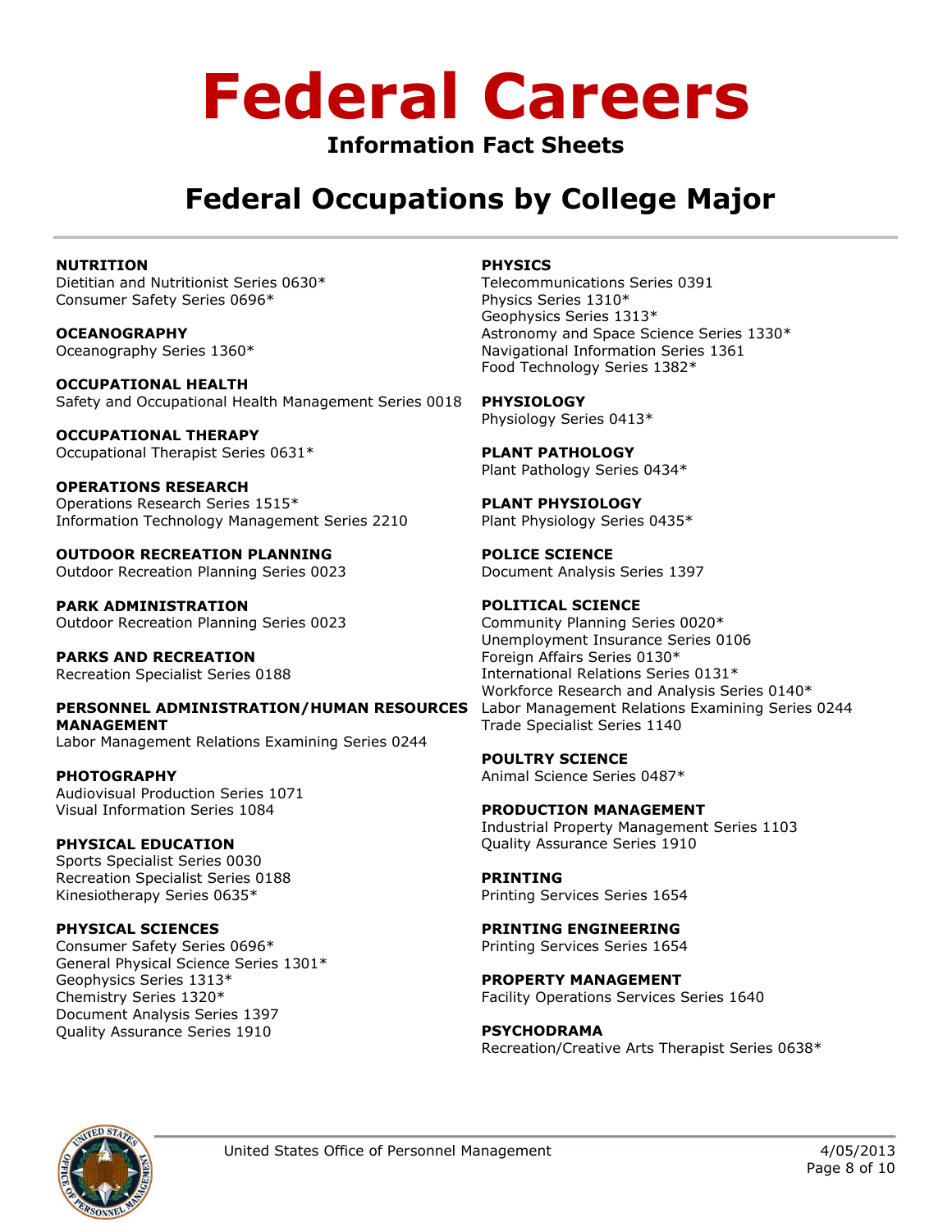# Federal Careers

**Information Fact Sheets**

## Federal Occupations by College Major

**NUTRITION**
Dietitian and Nutritionist Series 0630*
Consumer Safety Series 0696*

**OCEANOGRAPHY**
Oceanography Series 1360*

**OCCUPATIONAL HEALTH**
Safety and Occupational Health Management Series 0018

**OCCUPATIONAL THERAPY**
Occupational Therapist Series 0631*

**OPERATIONS RESEARCH**
Operations Research Series 1515*
Information Technology Management Series 2210

**OUTDOOR RECREATION PLANNING**
Outdoor Recreation Planning Series 0023

**PARK ADMINISTRATION**
Outdoor Recreation Planning Series 0023

**PARKS AND RECREATION**
Recreation Specialist Series 0188

**PERSONNEL ADMINISTRATION/HUMAN RESOURCES MANAGEMENT**
Labor Management Relations Examining Series 0244

**PHOTOGRAPHY**
Audiovisual Production Series 1071
Visual Information Series 1084

**PHYSICAL EDUCATION**
Sports Specialist Series 0030
Recreation Specialist Series 0188
Kinesiotherapy Series 0635*

**PHYSICAL SCIENCES**
Consumer Safety Series 0696*
General Physical Science Series 1301*
Geophysics Series 1313*
Chemistry Series 1320*
Document Analysis Series 1397
Quality Assurance Series 1910

**PHYSICS**
Telecommunications Series 0391
Physics Series 1310*
Geophysics Series 1313*
Astronomy and Space Science Series 1330*
Navigational Information Series 1361
Food Technology Series 1382*

**PHYSIOLOGY**
Physiology Series 0413*

**PLANT PATHOLOGY**
Plant Pathology Series 0434*

**PLANT PHYSIOLOGY**
Plant Physiology Series 0435*

**POLICE SCIENCE**
Document Analysis Series 1397

**POLITICAL SCIENCE**
Community Planning Series 0020*
Unemployment Insurance Series 0106
Foreign Affairs Series 0130*
International Relations Series 0131*
Workforce Research and Analysis Series 0140*
Labor Management Relations Examining Series 0244
Trade Specialist Series 1140

**POULTRY SCIENCE**
Animal Science Series 0487*

**PRODUCTION MANAGEMENT**
Industrial Property Management Series 1103
Quality Assurance Series 1910

**PRINTING**
Printing Services Series 1654

**PRINTING ENGINEERING**
Printing Services Series 1654

**PROPERTY MANAGEMENT**
Facility Operations Services Series 1640

**PSYCHODRAMA**
Recreation/Creative Arts Therapist Series 0638*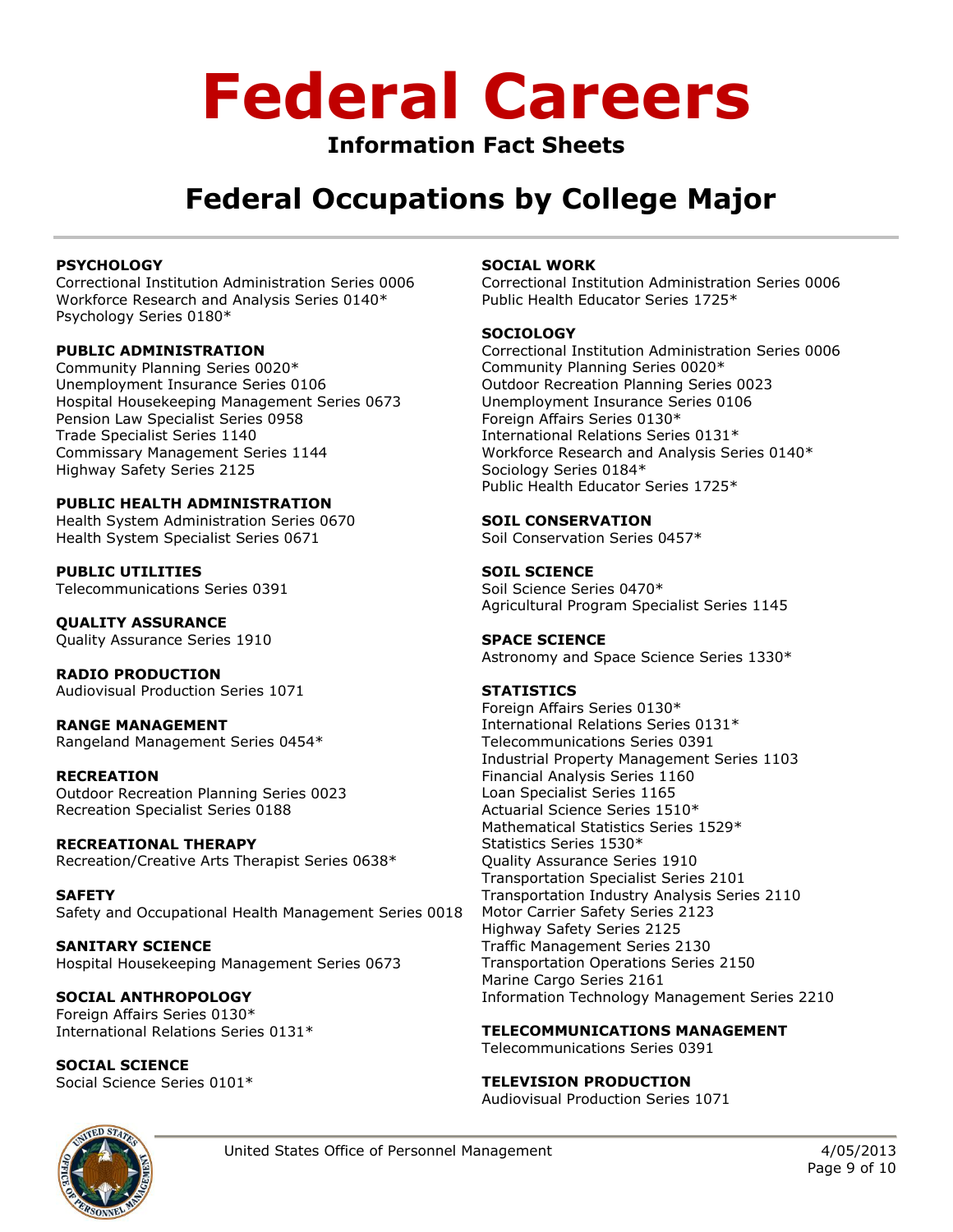# Federal Careers

**Information Fact Sheets**

## Federal Occupations by College Major

**PSYCHOLOGY**
Correctional Institution Administration Series 0006
Workforce Research and Analysis Series 0140*
Psychology Series 0180*

**PUBLIC ADMINISTRATION**
Community Planning Series 0020*
Unemployment Insurance Series 0106
Hospital Housekeeping Management Series 0673
Pension Law Specialist Series 0958
Trade Specialist Series 1140
Commissary Management Series 1144
Highway Safety Series 2125

**PUBLIC HEALTH ADMINISTRATION**
Health System Administration Series 0670
Health System Specialist Series 0671

**PUBLIC UTILITIES**
Telecommunications Series 0391

**QUALITY ASSURANCE**
Quality Assurance Series 1910

**RADIO PRODUCTION**
Audiovisual Production Series 1071

**RANGE MANAGEMENT**
Rangeland Management Series 0454*

**RECREATION**
Outdoor Recreation Planning Series 0023
Recreation Specialist Series 0188

**RECREATIONAL THERAPY**
Recreation/Creative Arts Therapist Series 0638*

**SAFETY**
Safety and Occupational Health Management Series 0018

**SANITARY SCIENCE**
Hospital Housekeeping Management Series 0673

**SOCIAL ANTHROPOLOGY**
Foreign Affairs Series 0130*
International Relations Series 0131*

**SOCIAL SCIENCE**
Social Science Series 0101*

**SOCIAL WORK**
Correctional Institution Administration Series 0006
Public Health Educator Series 1725*

**SOCIOLOGY**
Correctional Institution Administration Series 0006
Community Planning Series 0020*
Outdoor Recreation Planning Series 0023
Unemployment Insurance Series 0106
Foreign Affairs Series 0130*
International Relations Series 0131*
Workforce Research and Analysis Series 0140*
Sociology Series 0184*
Public Health Educator Series 1725*

**SOIL CONSERVATION**
Soil Conservation Series 0457*

**SOIL SCIENCE**
Soil Science Series 0470*
Agricultural Program Specialist Series 1145

**SPACE SCIENCE**
Astronomy and Space Science Series 1330*

**STATISTICS**
Foreign Affairs Series 0130*
International Relations Series 0131*
Telecommunications Series 0391
Industrial Property Management Series 1103
Financial Analysis Series 1160
Loan Specialist Series 1165
Actuarial Science Series 1510*
Mathematical Statistics Series 1529*
Statistics Series 1530*
Quality Assurance Series 1910
Transportation Specialist Series 2101
Transportation Industry Analysis Series 2110
Motor Carrier Safety Series 2123
Highway Safety Series 2125
Traffic Management Series 2130
Transportation Operations Series 2150
Marine Cargo Series 2161
Information Technology Management Series 2210

**TELECOMMUNICATIONS MANAGEMENT**
Telecommunications Series 0391

**TELEVISION PRODUCTION**
Audiovisual Production Series 1071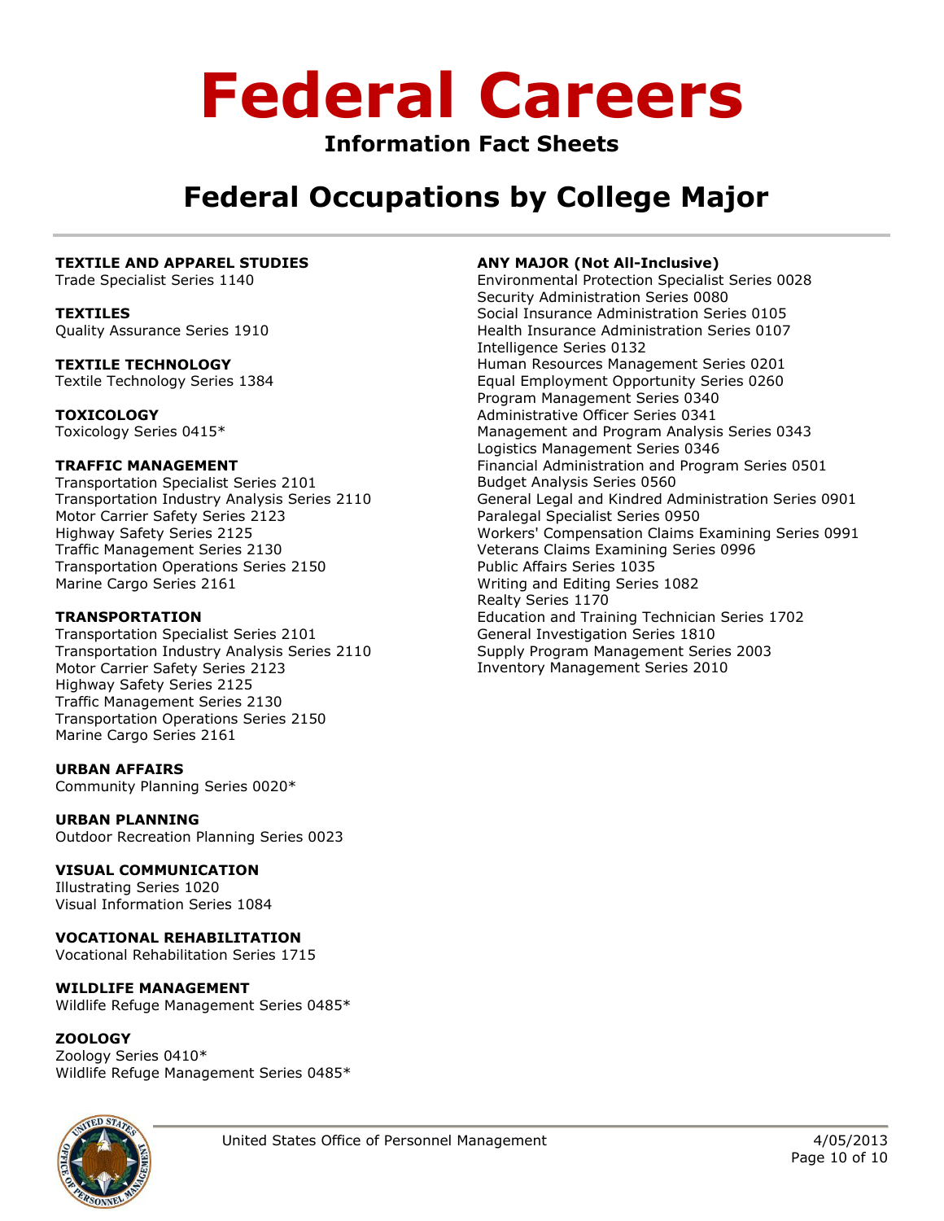# Federal Careers

## Information Fact Sheets

## Federal Occupations by College Major

**TEXTILE AND APPAREL STUDIES**
Trade Specialist Series 1140

**TEXTILES**
Quality Assurance Series 1910

**TEXTILE TECHNOLOGY**
Textile Technology Series 1384

**TOXICOLOGY**
Toxicology Series 0415*

**TRAFFIC MANAGEMENT**
Transportation Specialist Series 2101
Transportation Industry Analysis Series 2110
Motor Carrier Safety Series 2123
Highway Safety Series 2125
Traffic Management Series 2130
Transportation Operations Series 2150
Marine Cargo Series 2161

**TRANSPORTATION**
Transportation Specialist Series 2101
Transportation Industry Analysis Series 2110
Motor Carrier Safety Series 2123
Highway Safety Series 2125
Traffic Management Series 2130
Transportation Operations Series 2150
Marine Cargo Series 2161

**URBAN AFFAIRS**
Community Planning Series 0020*

**URBAN PLANNING**
Outdoor Recreation Planning Series 0023

**VISUAL COMMUNICATION**
Illustrating Series 1020
Visual Information Series 1084

**VOCATIONAL REHABILITATION**
Vocational Rehabilitation Series 1715

**WILDLIFE MANAGEMENT**
Wildlife Refuge Management Series 0485*

**ZOOLOGY**
Zoology Series 0410*
Wildlife Refuge Management Series 0485*

**ANY MAJOR (Not All-Inclusive)**
Environmental Protection Specialist Series 0028
Security Administration Series 0080
Social Insurance Administration Series 0105
Health Insurance Administration Series 0107
Intelligence Series 0132
Human Resources Management Series 0201
Equal Employment Opportunity Series 0260
Program Management Series 0340
Administrative Officer Series 0341
Management and Program Analysis Series 0343
Logistics Management Series 0346
Financial Administration and Program Series 0501
Budget Analysis Series 0560
General Legal and Kindred Administration Series 0901
Paralegal Specialist Series 0950
Workers' Compensation Claims Examining Series 0991
Veterans Claims Examining Series 0996
Public Affairs Series 1035
Writing and Editing Series 1082
Realty Series 1170
Education and Training Technician Series 1702
General Investigation Series 1810
Supply Program Management Series 2003
Inventory Management Series 2010